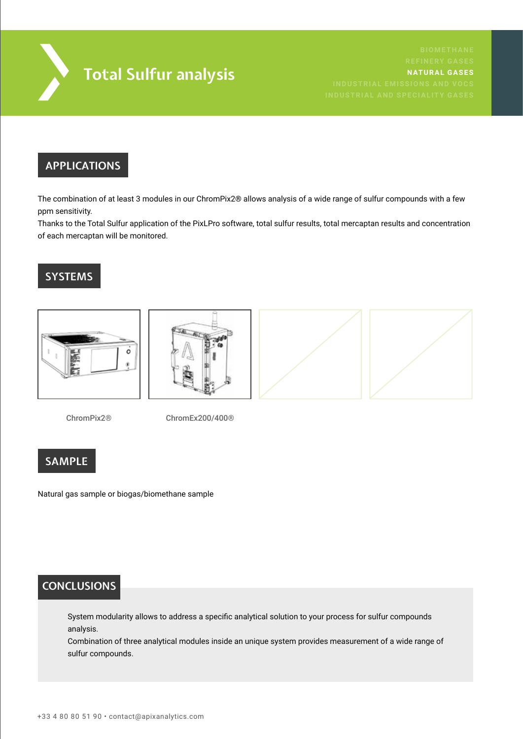# Total Sulfur analysis

BIOMETHANE
REFINERY GASES
**NATURAL GASES**
INDUSTRIAL EMISSIONS AND VOCS
INDUSTRIAL AND SPECIALITY GASES

## APPLICATIONS

The combination of at least 3 modules in our ChromPix2® allows analysis of a wide range of sulfur compounds with a few ppm sensitivity.
Thanks to the Total Sulfur application of the PixLPro software, total sulfur results, total mercaptan results and concentration of each mercaptan will be monitored.

## SYSTEMS

ChromPix2®

ChromEx200/400®

## SAMPLE

Natural gas sample or biogas/biomethane sample

## CONCLUSIONS

System modularity allows to address a specific analytical solution to your process for sulfur compounds analysis.
Combination of three analytical modules inside an unique system provides measurement of a wide range of sulfur compounds.

+33 4 80 80 51 90 • contact@apixanalytics.com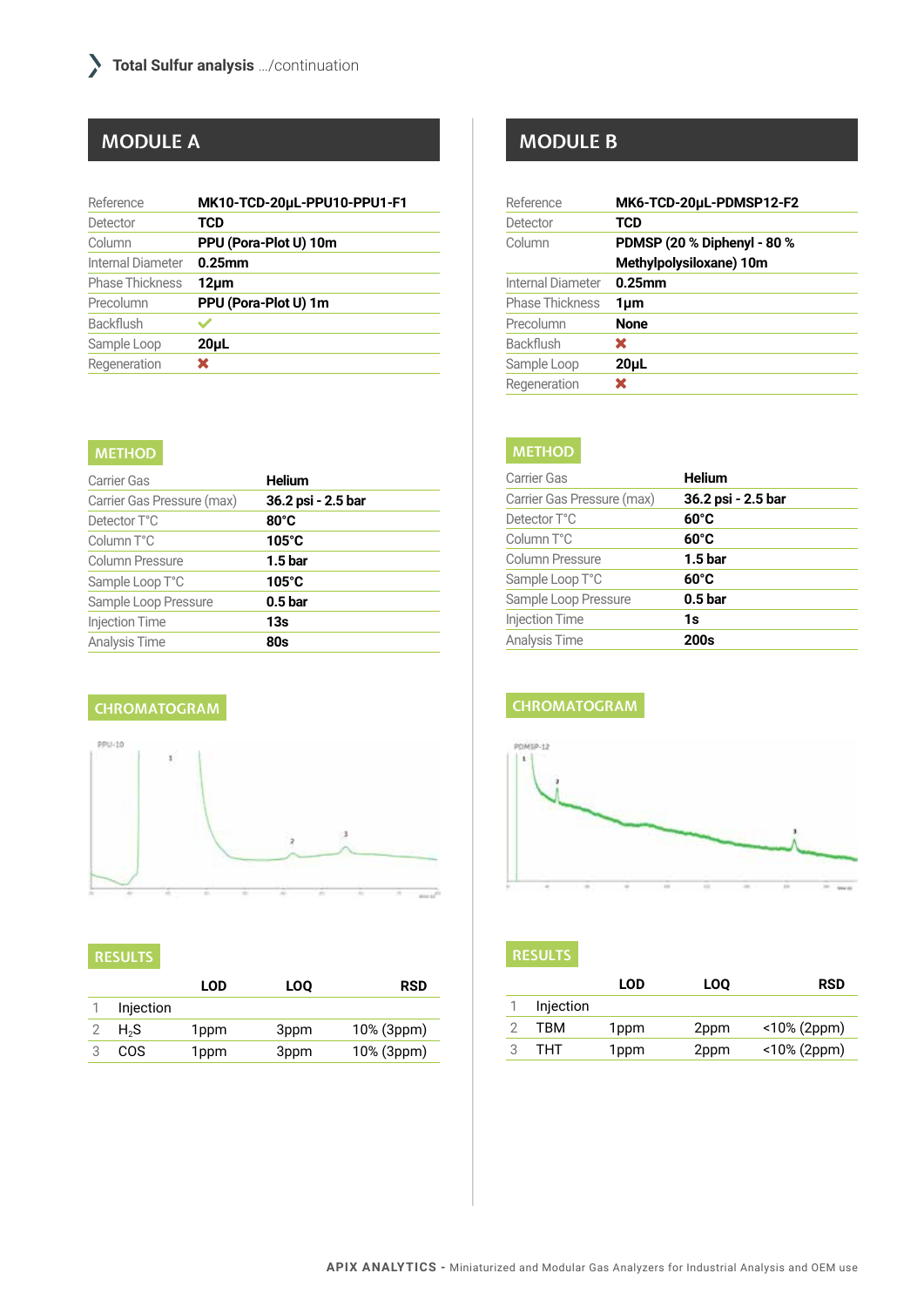# Total Sulfur analysis .../continuation

## MODULE A

| | |
|---|---|
| Reference | MK10-TCD-20µL-PPU10-PPU1-F1 |
| Detector | TCD |
| Column | PPU (Pora-Plot U) 10m |
| Internal Diameter | 0.25mm |
| Phase Thickness | 12µm |
| Precolumn | PPU (Pora-Plot U) 1m |
| Backflush | ✓ |
| Sample Loop | 20µL |
| Regeneration | ✗ |

### METHOD

| | |
|---|---|
| Carrier Gas | Helium |
| Carrier Gas Pressure (max) | 36.2 psi - 2.5 bar |
| Detector T°C | 80°C |
| Column T°C | 105°C |
| Column Pressure | 1.5 bar |
| Sample Loop T°C | 105°C |
| Sample Loop Pressure | 0.5 bar |
| Injection Time | 13s |
| Analysis Time | 80s |

### CHROMATOGRAM

### RESULTS

| | | LOD | LOQ | RSD |
|---|---|---|---|---|
| 1 | Injection | | | |
| 2 | $H_2S$ | 1ppm | 3ppm | 10% (3ppm) |
| 3 | COS | 1ppm | 3ppm | 10% (3ppm) |

## MODULE B

| | |
|---|---|
| Reference | MK6-TCD-20µL-PDMSP12-F2 |
| Detector | TCD |
| Column | PDMSP (20 % Diphenyl - 80 % Methylpolysiloxane) 10m |
| Internal Diameter | 0.25mm |
| Phase Thickness | 1µm |
| Precolumn | None |
| Backflush | ✗ |
| Sample Loop | 20µL |
| Regeneration | ✗ |

### METHOD

| | |
|---|---|
| Carrier Gas | Helium |
| Carrier Gas Pressure (max) | 36.2 psi - 2.5 bar |
| Detector T°C | 60°C |
| Column T°C | 60°C |
| Column Pressure | 1.5 bar |
| Sample Loop T°C | 60°C |
| Sample Loop Pressure | 0.5 bar |
| Injection Time | 1s |
| Analysis Time | 200s |

### CHROMATOGRAM

### RESULTS

| | | LOD | LOQ | RSD |
|---|---|---|---|---|
| 1 | Injection | | | |
| 2 | TBM | 1ppm | 2ppm | <10% (2ppm) |
| 3 | THT | 1ppm | 2ppm | <10% (2ppm) |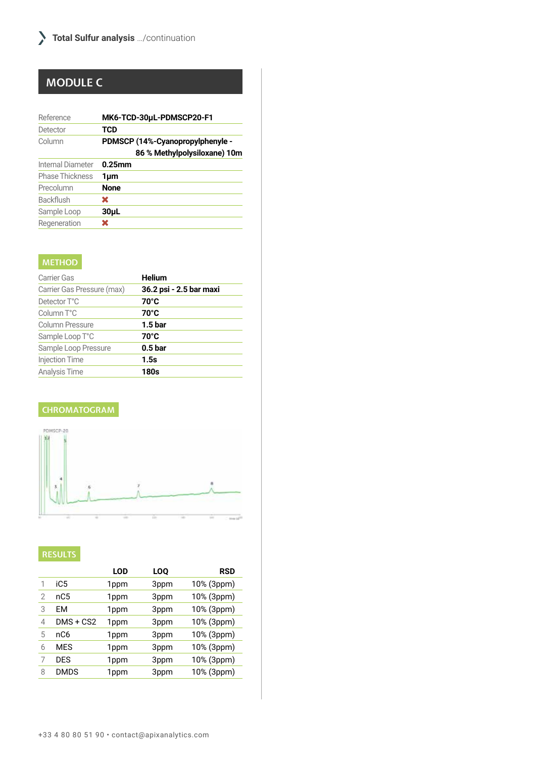**Total Sulfur analysis** .../continuation

## MODULE C

| | |
|---|---|
| Reference | **MK6-TCD-30µL-PDMSCP20-F1** |
| Detector | **TCD** |
| Column | **PDMSCP (14%-Cyanopropylphenyle - 86 % Methylpolysiloxane) 10m** |
| Internal Diameter | **0.25mm** |
| Phase Thickness | **1µm** |
| Precolumn | **None** |
| Backflush | ✖ |
| Sample Loop | **30µL** |
| Regeneration | ✖ |

### METHOD

| | |
|---|---|
| Carrier Gas | **Helium** |
| Carrier Gas Pressure (max) | **36.2 psi - 2.5 bar maxi** |
| Detector T°C | **70°C** |
| Column T°C | **70°C** |
| Column Pressure | **1.5 bar** |
| Sample Loop T°C | **70°C** |
| Sample Loop Pressure | **0.5 bar** |
| Injection Time | **1.5s** |
| Analysis Time | **180s** |

### CHROMATOGRAM

PDMSCP-20

1,2 3 4 5 6 7 8

### RESULTS

| | | LOD | LOQ | RSD |
|---|---|---|---|---|
| 1 | iC5 | 1ppm | 3ppm | 10% (3ppm) |
| 2 | nC5 | 1ppm | 3ppm | 10% (3ppm) |
| 3 | EM | 1ppm | 3ppm | 10% (3ppm) |
| 4 | DMS + CS2 | 1ppm | 3ppm | 10% (3ppm) |
| 5 | nC6 | 1ppm | 3ppm | 10% (3ppm) |
| 6 | MES | 1ppm | 3ppm | 10% (3ppm) |
| 7 | DES | 1ppm | 3ppm | 10% (3ppm) |
| 8 | DMDS | 1ppm | 3ppm | 10% (3ppm) |

+33 4 80 80 51 90 • contact@apixanalytics.com